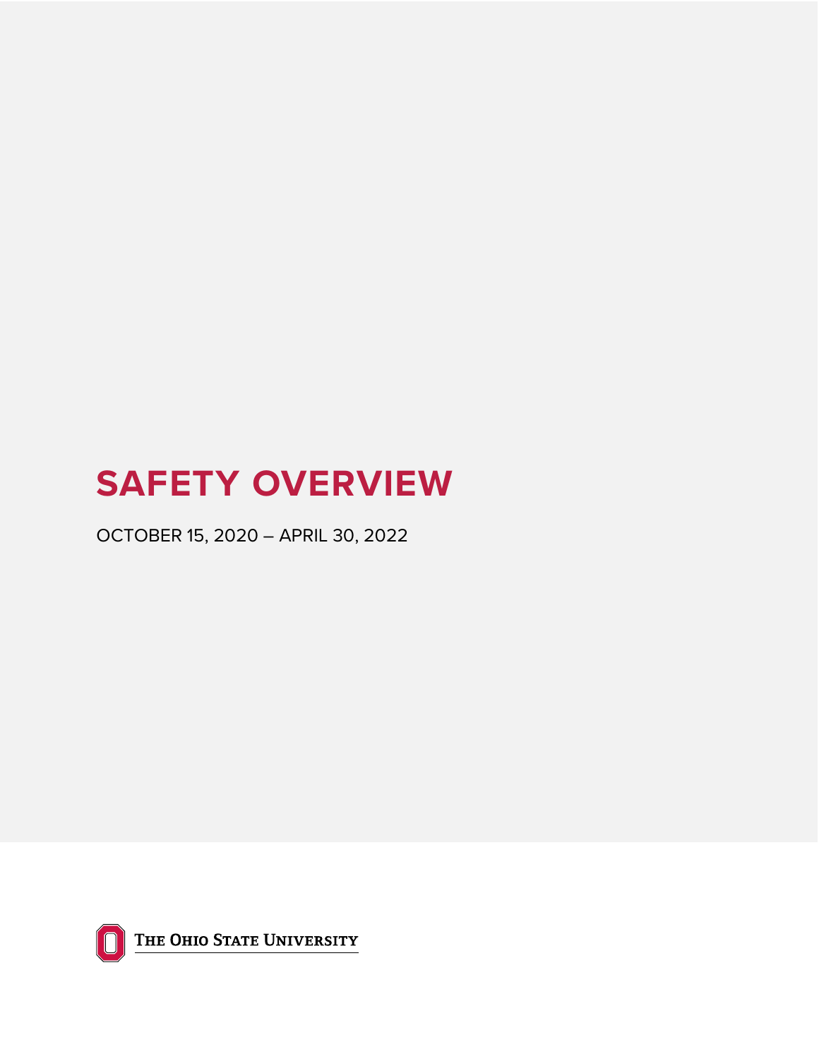# SAFETY OVERVIEW

OCTOBER 15, 2020 – APRIL 30, 2022

THE OHIO STATE UNIVERSITY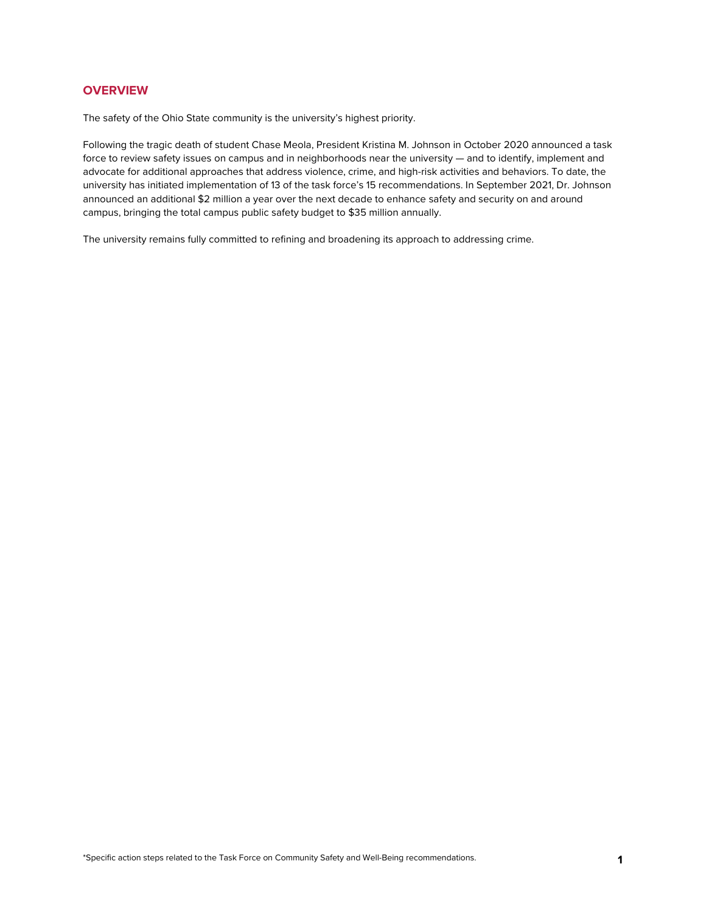## OVERVIEW

The safety of the Ohio State community is the university's highest priority.

Following the tragic death of student Chase Meola, President Kristina M. Johnson in October 2020 announced a task force to review safety issues on campus and in neighborhoods near the university — and to identify, implement and advocate for additional approaches that address violence, crime, and high-risk activities and behaviors. To date, the university has initiated implementation of 13 of the task force's 15 recommendations. In September 2021, Dr. Johnson announced an additional $2 million a year over the next decade to enhance safety and security on and around campus, bringing the total campus public safety budget to $35 million annually.

The university remains fully committed to refining and broadening its approach to addressing crime.

*Specific action steps related to the Task Force on Community Safety and Well-Being recommendations.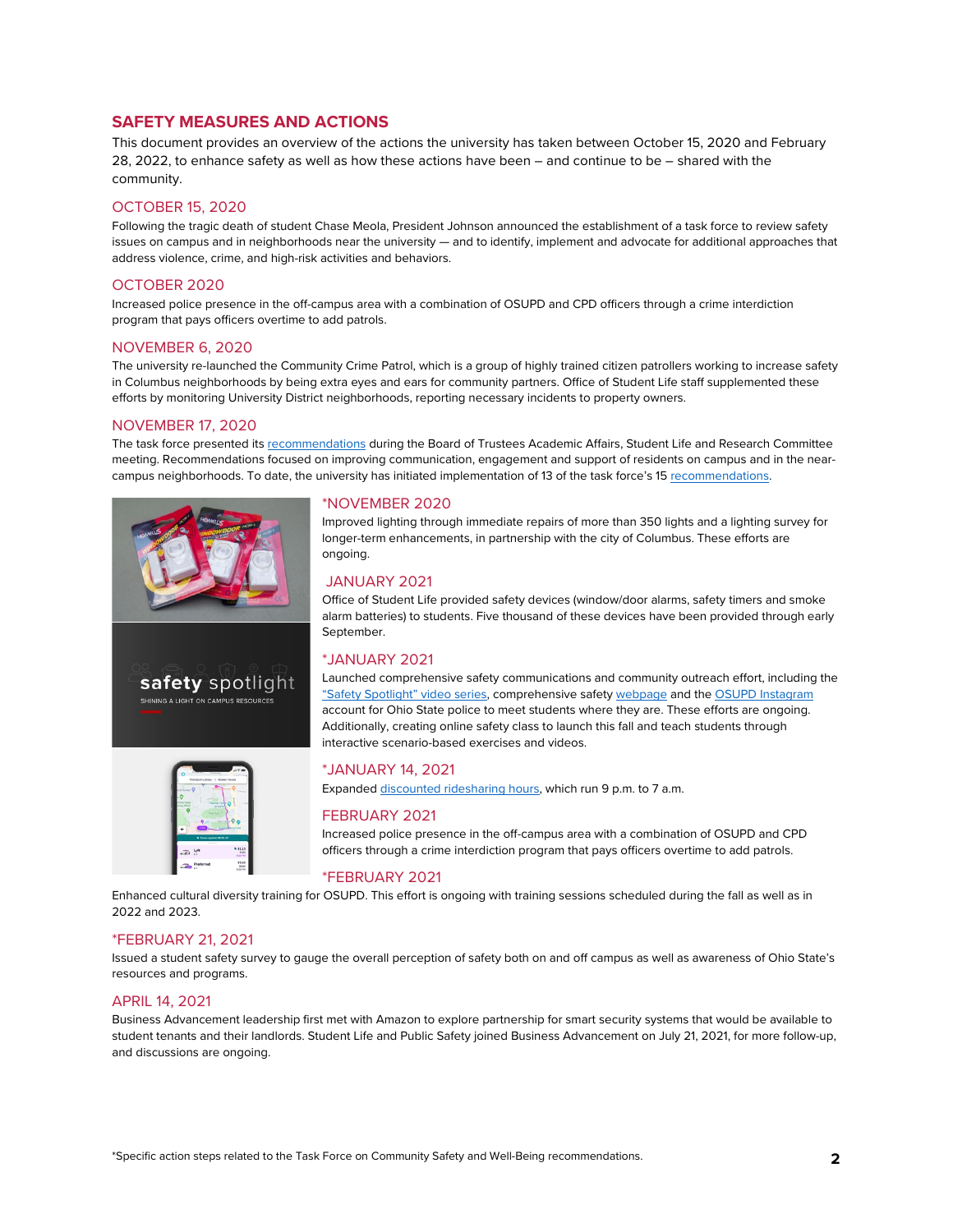## SAFETY MEASURES AND ACTIONS

This document provides an overview of the actions the university has taken between October 15, 2020 and February 28, 2022, to enhance safety as well as how these actions have been – and continue to be – shared with the community.

### OCTOBER 15, 2020

Following the tragic death of student Chase Meola, President Johnson announced the establishment of a task force to review safety issues on campus and in neighborhoods near the university — and to identify, implement and advocate for additional approaches that address violence, crime, and high-risk activities and behaviors.

### OCTOBER 2020

Increased police presence in the off-campus area with a combination of OSUPD and CPD officers through a crime interdiction program that pays officers overtime to add patrols.

### NOVEMBER 6, 2020

The university re-launched the Community Crime Patrol, which is a group of highly trained citizen patrollers working to increase safety in Columbus neighborhoods by being extra eyes and ears for community partners. Office of Student Life staff supplemented these efforts by monitoring University District neighborhoods, reporting necessary incidents to property owners.

### NOVEMBER 17, 2020

The task force presented its recommendations during the Board of Trustees Academic Affairs, Student Life and Research Committee meeting. Recommendations focused on improving communication, engagement and support of residents on campus and in the near-campus neighborhoods. To date, the university has initiated implementation of 13 of the task force's 15 recommendations.

### *NOVEMBER 2020

Improved lighting through immediate repairs of more than 350 lights and a lighting survey for longer-term enhancements, in partnership with the city of Columbus. These efforts are ongoing.

### JANUARY 2021

Office of Student Life provided safety devices (window/door alarms, safety timers and smoke alarm batteries) to students. Five thousand of these devices have been provided through early September.

### *JANUARY 2021

Launched comprehensive safety communications and community outreach effort, including the "Safety Spotlight" video series, comprehensive safety webpage and the OSUPD Instagram account for Ohio State police to meet students where they are. These efforts are ongoing. Additionally, creating online safety class to launch this fall and teach students through interactive scenario-based exercises and videos.

### *JANUARY 14, 2021

Expanded discounted ridesharing hours, which run 9 p.m. to 7 a.m.

### FEBRUARY 2021

Increased police presence in the off-campus area with a combination of OSUPD and CPD officers through a crime interdiction program that pays officers overtime to add patrols.

### *FEBRUARY 2021

Enhanced cultural diversity training for OSUPD. This effort is ongoing with training sessions scheduled during the fall as well as in 2022 and 2023.

### *FEBRUARY 21, 2021

Issued a student safety survey to gauge the overall perception of safety both on and off campus as well as awareness of Ohio State's resources and programs.

### APRIL 14, 2021

Business Advancement leadership first met with Amazon to explore partnership for smart security systems that would be available to student tenants and their landlords. Student Life and Public Safety joined Business Advancement on July 21, 2021, for more follow-up, and discussions are ongoing.

*Specific action steps related to the Task Force on Community Safety and Well-Being recommendations.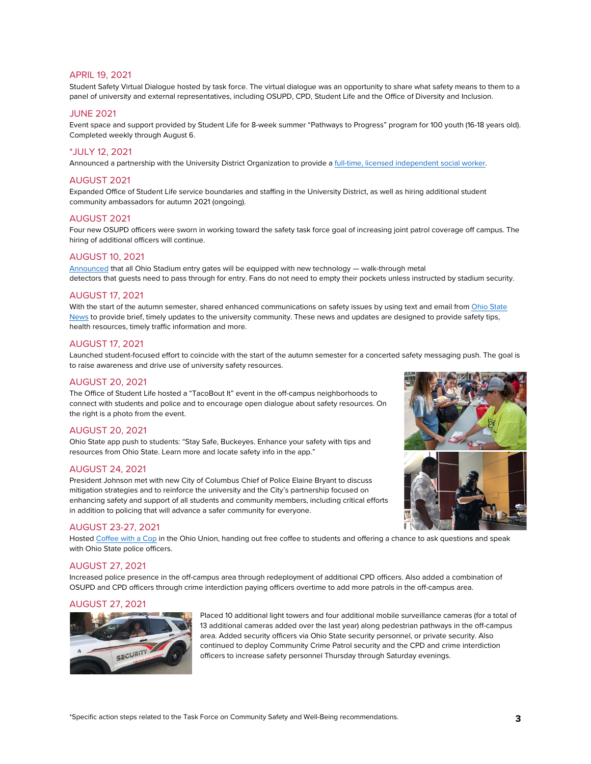### APRIL 19, 2021

Student Safety Virtual Dialogue hosted by task force. The virtual dialogue was an opportunity to share what safety means to them to a panel of university and external representatives, including OSUPD, CPD, Student Life and the Office of Diversity and Inclusion.

### JUNE 2021

Event space and support provided by Student Life for 8-week summer "Pathways to Progress" program for 100 youth (16-18 years old). Completed weekly through August 6.

### *JULY 12, 2021

Announced a partnership with the University District Organization to provide a full-time, licensed independent social worker.

### AUGUST 2021

Expanded Office of Student Life service boundaries and staffing in the University District, as well as hiring additional student community ambassadors for autumn 2021 (ongoing).

### AUGUST 2021

Four new OSUPD officers were sworn in working toward the safety task force goal of increasing joint patrol coverage off campus. The hiring of additional officers will continue.

### AUGUST 10, 2021

Announced that all Ohio Stadium entry gates will be equipped with new technology — walk-through metal detectors that guests need to pass through for entry. Fans do not need to empty their pockets unless instructed by stadium security.

### AUGUST 17, 2021

With the start of the autumn semester, shared enhanced communications on safety issues by using text and email from Ohio State News to provide brief, timely updates to the university community. These news and updates are designed to provide safety tips, health resources, timely traffic information and more.

### AUGUST 17, 2021

Launched student-focused effort to coincide with the start of the autumn semester for a concerted safety messaging push. The goal is to raise awareness and drive use of university safety resources.

### AUGUST 20, 2021

The Office of Student Life hosted a "TacoBout It" event in the off-campus neighborhoods to connect with students and police and to encourage open dialogue about safety resources. On the right is a photo from the event.

### AUGUST 20, 2021

Ohio State app push to students: "Stay Safe, Buckeyes. Enhance your safety with tips and resources from Ohio State. Learn more and locate safety info in the app."

### AUGUST 24, 2021

President Johnson met with new City of Columbus Chief of Police Elaine Bryant to discuss mitigation strategies and to reinforce the university and the City's partnership focused on enhancing safety and support of all students and community members, including critical efforts in addition to policing that will advance a safer community for everyone.

### AUGUST 23-27, 2021

Hosted Coffee with a Cop in the Ohio Union, handing out free coffee to students and offering a chance to ask questions and speak with Ohio State police officers.

### AUGUST 27, 2021

Increased police presence in the off-campus area through redeployment of additional CPD officers. Also added a combination of OSUPD and CPD officers through crime interdiction paying officers overtime to add more patrols in the off-campus area.

### AUGUST 27, 2021

Placed 10 additional light towers and four additional mobile surveillance cameras (for a total of 13 additional cameras added over the last year) along pedestrian pathways in the off-campus area. Added security officers via Ohio State security personnel, or private security. Also continued to deploy Community Crime Patrol security and the CPD and crime interdiction officers to increase safety personnel Thursday through Saturday evenings.

*Specific action steps related to the Task Force on Community Safety and Well-Being recommendations.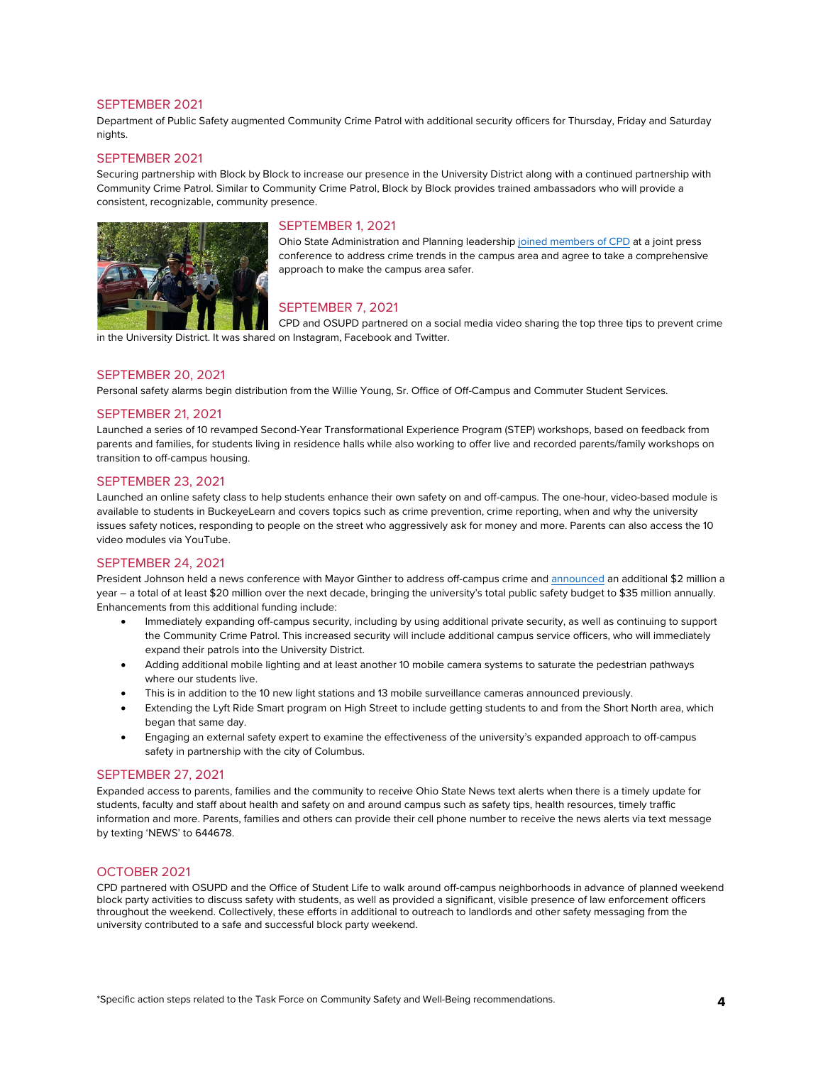## SEPTEMBER 2021

Department of Public Safety augmented Community Crime Patrol with additional security officers for Thursday, Friday and Saturday nights.

## SEPTEMBER 2021

Securing partnership with Block by Block to increase our presence in the University District along with a continued partnership with Community Crime Patrol. Similar to Community Crime Patrol, Block by Block provides trained ambassadors who will provide a consistent, recognizable, community presence.

## SEPTEMBER 1, 2021

Ohio State Administration and Planning leadership joined members of CPD at a joint press conference to address crime trends in the campus area and agree to take a comprehensive approach to make the campus area safer.

## SEPTEMBER 7, 2021

CPD and OSUPD partnered on a social media video sharing the top three tips to prevent crime in the University District. It was shared on Instagram, Facebook and Twitter.

## SEPTEMBER 20, 2021

Personal safety alarms begin distribution from the Willie Young, Sr. Office of Off-Campus and Commuter Student Services.

## SEPTEMBER 21, 2021

Launched a series of 10 revamped Second-Year Transformational Experience Program (STEP) workshops, based on feedback from parents and families, for students living in residence halls while also working to offer live and recorded parents/family workshops on transition to off-campus housing.

## SEPTEMBER 23, 2021

Launched an online safety class to help students enhance their own safety on and off-campus. The one-hour, video-based module is available to students in BuckeyeLearn and covers topics such as crime prevention, crime reporting, when and why the university issues safety notices, responding to people on the street who aggressively ask for money and more. Parents can also access the 10 video modules via YouTube.

## SEPTEMBER 24, 2021

President Johnson held a news conference with Mayor Ginther to address off-campus crime and announced an additional $2 million a year – a total of at least $20 million over the next decade, bringing the university's total public safety budget to $35 million annually. Enhancements from this additional funding include:

- Immediately expanding off-campus security, including by using additional private security, as well as continuing to support the Community Crime Patrol. This increased security will include additional campus service officers, who will immediately expand their patrols into the University District.
- Adding additional mobile lighting and at least another 10 mobile camera systems to saturate the pedestrian pathways where our students live.
- This is in addition to the 10 new light stations and 13 mobile surveillance cameras announced previously.
- Extending the Lyft Ride Smart program on High Street to include getting students to and from the Short North area, which began that same day.
- Engaging an external safety expert to examine the effectiveness of the university's expanded approach to off-campus safety in partnership with the city of Columbus.

## SEPTEMBER 27, 2021

Expanded access to parents, families and the community to receive Ohio State News text alerts when there is a timely update for students, faculty and staff about health and safety on and around campus such as safety tips, health resources, timely traffic information and more. Parents, families and others can provide their cell phone number to receive the news alerts via text message by texting 'NEWS' to 644678.

## OCTOBER 2021

CPD partnered with OSUPD and the Office of Student Life to walk around off-campus neighborhoods in advance of planned weekend block party activities to discuss safety with students, as well as provided a significant, visible presence of law enforcement officers throughout the weekend. Collectively, these efforts in additional to outreach to landlords and other safety messaging from the university contributed to a safe and successful block party weekend.

*Specific action steps related to the Task Force on Community Safety and Well-Being recommendations.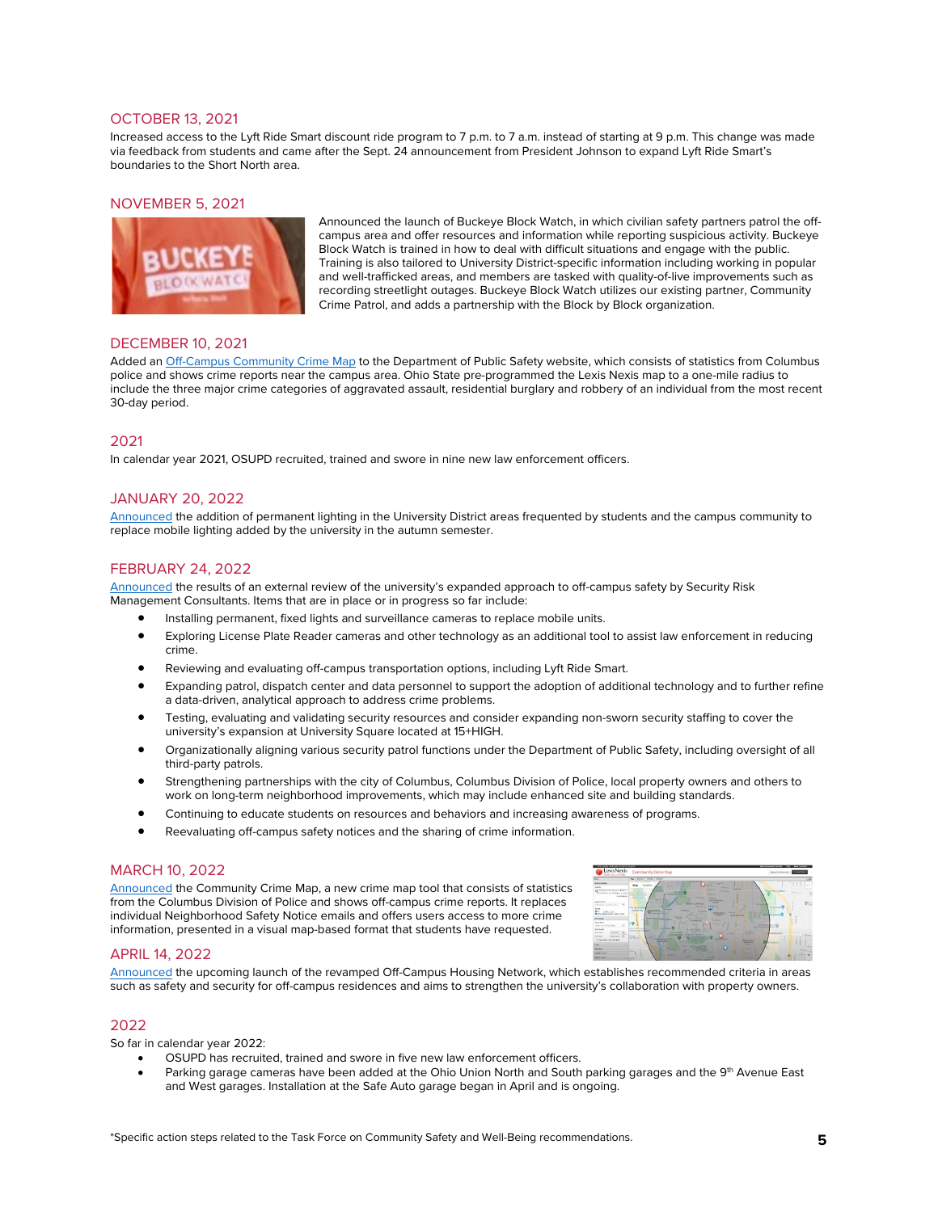## OCTOBER 13, 2021

Increased access to the Lyft Ride Smart discount ride program to 7 p.m. to 7 a.m. instead of starting at 9 p.m. This change was made via feedback from students and came after the Sept. 24 announcement from President Johnson to expand Lyft Ride Smart's boundaries to the Short North area.

## NOVEMBER 5, 2021

Announced the launch of Buckeye Block Watch, in which civilian safety partners patrol the off-campus area and offer resources and information while reporting suspicious activity. Buckeye Block Watch is trained in how to deal with difficult situations and engage with the public. Training is also tailored to University District-specific information including working in popular and well-trafficked areas, and members are tasked with quality-of-live improvements such as recording streetlight outages. Buckeye Block Watch utilizes our existing partner, Community Crime Patrol, and adds a partnership with the Block by Block organization.

## DECEMBER 10, 2021

Added an Off-Campus Community Crime Map to the Department of Public Safety website, which consists of statistics from Columbus police and shows crime reports near the campus area. Ohio State pre-programmed the Lexis Nexis map to a one-mile radius to include the three major crime categories of aggravated assault, residential burglary and robbery of an individual from the most recent 30-day period.

## 2021

In calendar year 2021, OSUPD recruited, trained and swore in nine new law enforcement officers.

## JANUARY 20, 2022

Announced the addition of permanent lighting in the University District areas frequented by students and the campus community to replace mobile lighting added by the university in the autumn semester.

## FEBRUARY 24, 2022

Announced the results of an external review of the university's expanded approach to off-campus safety by Security Risk Management Consultants. Items that are in place or in progress so far include:

- Installing permanent, fixed lights and surveillance cameras to replace mobile units.
- Exploring License Plate Reader cameras and other technology as an additional tool to assist law enforcement in reducing crime.
- Reviewing and evaluating off-campus transportation options, including Lyft Ride Smart.
- Expanding patrol, dispatch center and data personnel to support the adoption of additional technology and to further refine a data-driven, analytical approach to address crime problems.
- Testing, evaluating and validating security resources and consider expanding non-sworn security staffing to cover the university's expansion at University Square located at 15+HIGH.
- Organizationally aligning various security patrol functions under the Department of Public Safety, including oversight of all third-party patrols.
- Strengthening partnerships with the city of Columbus, Columbus Division of Police, local property owners and others to work on long-term neighborhood improvements, which may include enhanced site and building standards.
- Continuing to educate students on resources and behaviors and increasing awareness of programs.
- Reevaluating off-campus safety notices and the sharing of crime information.

## MARCH 10, 2022

Announced the Community Crime Map, a new crime map tool that consists of statistics from the Columbus Division of Police and shows off-campus crime reports. It replaces individual Neighborhood Safety Notice emails and offers users access to more crime information, presented in a visual map-based format that students have requested.

## APRIL 14, 2022

Announced the upcoming launch of the revamped Off-Campus Housing Network, which establishes recommended criteria in areas such as safety and security for off-campus residences and aims to strengthen the university's collaboration with property owners.

## 2022

So far in calendar year 2022:

- OSUPD has recruited, trained and swore in five new law enforcement officers.
- Parking garage cameras have been added at the Ohio Union North and South parking garages and the 9th Avenue East and West garages. Installation at the Safe Auto garage began in April and is ongoing.

*Specific action steps related to the Task Force on Community Safety and Well-Being recommendations.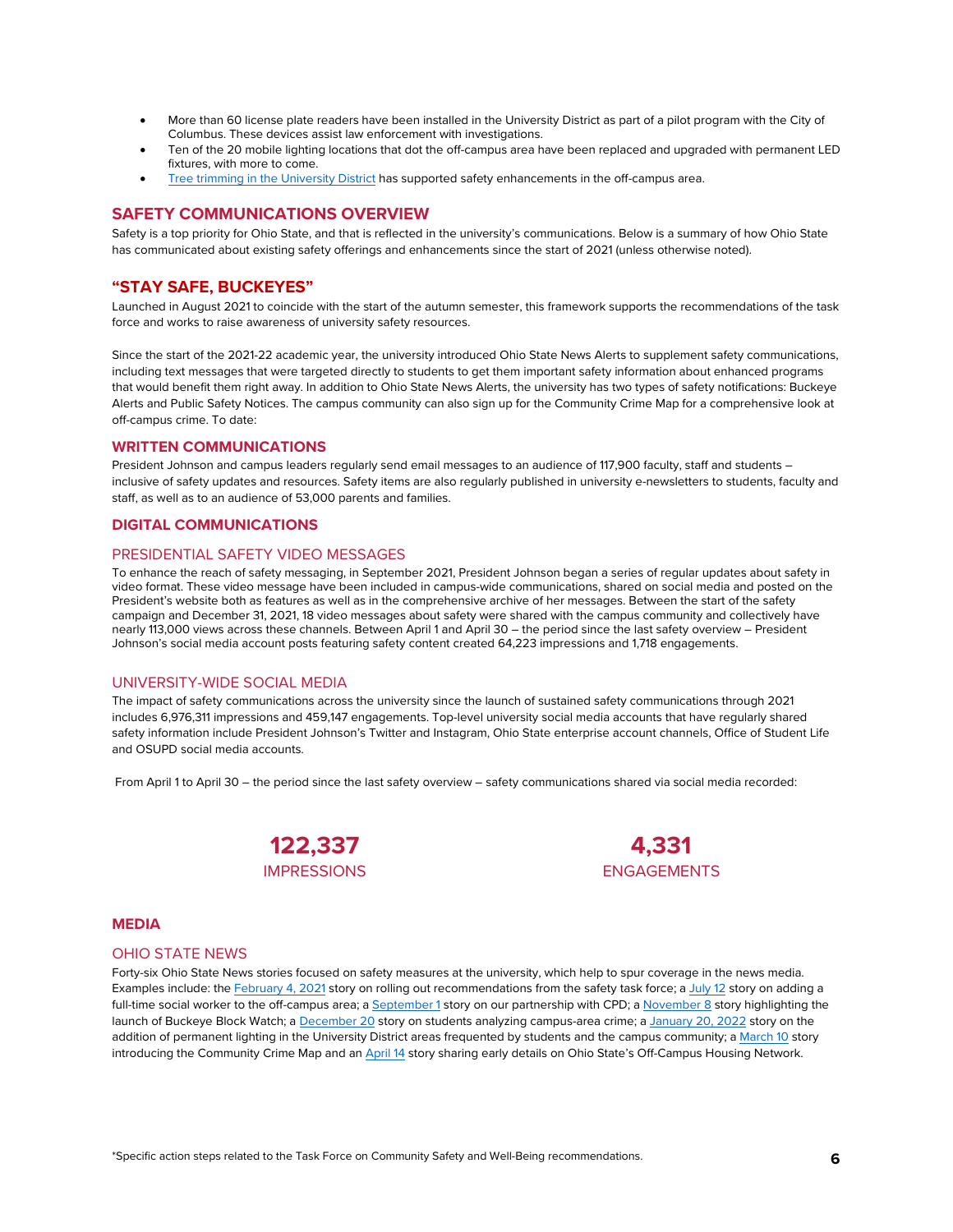- More than 60 license plate readers have been installed in the University District as part of a pilot program with the City of Columbus. These devices assist law enforcement with investigations.
- Ten of the 20 mobile lighting locations that dot the off-campus area have been replaced and upgraded with permanent LED fixtures, with more to come.
- Tree trimming in the University District has supported safety enhancements in the off-campus area.

## SAFETY COMMUNICATIONS OVERVIEW

Safety is a top priority for Ohio State, and that is reflected in the university's communications. Below is a summary of how Ohio State has communicated about existing safety offerings and enhancements since the start of 2021 (unless otherwise noted).

## "STAY SAFE, BUCKEYES"

Launched in August 2021 to coincide with the start of the autumn semester, this framework supports the recommendations of the task force and works to raise awareness of university safety resources.

Since the start of the 2021-22 academic year, the university introduced Ohio State News Alerts to supplement safety communications, including text messages that were targeted directly to students to get them important safety information about enhanced programs that would benefit them right away. In addition to Ohio State News Alerts, the university has two types of safety notifications: Buckeye Alerts and Public Safety Notices. The campus community can also sign up for the Community Crime Map for a comprehensive look at off-campus crime. To date:

### WRITTEN COMMUNICATIONS

President Johnson and campus leaders regularly send email messages to an audience of 117,900 faculty, staff and students – inclusive of safety updates and resources. Safety items are also regularly published in university e-newsletters to students, faculty and staff, as well as to an audience of 53,000 parents and families.

### DIGITAL COMMUNICATIONS

#### PRESIDENTIAL SAFETY VIDEO MESSAGES

To enhance the reach of safety messaging, in September 2021, President Johnson began a series of regular updates about safety in video format. These video message have been included in campus-wide communications, shared on social media and posted on the President's website both as features as well as in the comprehensive archive of her messages. Between the start of the safety campaign and December 31, 2021, 18 video messages about safety were shared with the campus community and collectively have nearly 113,000 views across these channels. Between April 1 and April 30 – the period since the last safety overview – President Johnson's social media account posts featuring safety content created 64,223 impressions and 1,718 engagements.

#### UNIVERSITY-WIDE SOCIAL MEDIA

The impact of safety communications across the university since the launch of sustained safety communications through 2021 includes 6,976,311 impressions and 459,147 engagements. Top-level university social media accounts that have regularly shared safety information include President Johnson's Twitter and Instagram, Ohio State enterprise account channels, Office of Student Life and OSUPD social media accounts.

From April 1 to April 30 – the period since the last safety overview – safety communications shared via social media recorded:

**122,337**
IMPRESSIONS

**4,331**
ENGAGEMENTS

### MEDIA

#### OHIO STATE NEWS

Forty-six Ohio State News stories focused on safety measures at the university, which help to spur coverage in the news media. Examples include: the February 4, 2021 story on rolling out recommendations from the safety task force; a July 12 story on adding a full-time social worker to the off-campus area; a September 1 story on our partnership with CPD; a November 8 story highlighting the launch of Buckeye Block Watch; a December 20 story on students analyzing campus-area crime; a January 20, 2022 story on the addition of permanent lighting in the University District areas frequented by students and the campus community; a March 10 story introducing the Community Crime Map and an April 14 story sharing early details on Ohio State's Off-Campus Housing Network.

*Specific action steps related to the Task Force on Community Safety and Well-Being recommendations.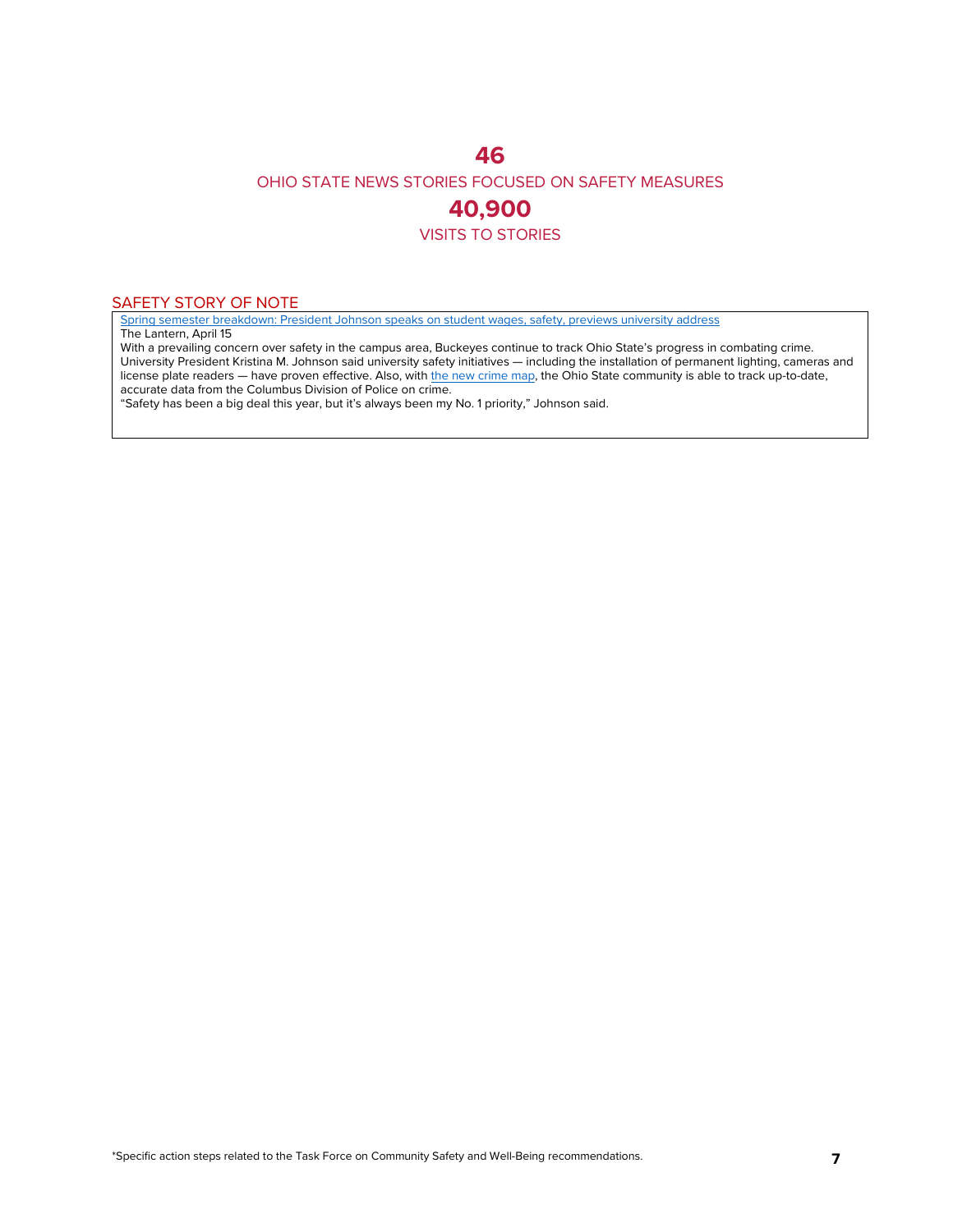**46**

OHIO STATE NEWS STORIES FOCUSED ON SAFETY MEASURES

**40,900**

VISITS TO STORIES

## SAFETY STORY OF NOTE

[Spring semester breakdown: President Johnson speaks on student wages, safety, previews university address]

The Lantern, April 15

With a prevailing concern over safety in the campus area, Buckeyes continue to track Ohio State's progress in combating crime. University President Kristina M. Johnson said university safety initiatives — including the installation of permanent lighting, cameras and license plate readers — have proven effective. Also, with [the new crime map], the Ohio State community is able to track up-to-date, accurate data from the Columbus Division of Police on crime.

"Safety has been a big deal this year, but it's always been my No. 1 priority," Johnson said.

*Specific action steps related to the Task Force on Community Safety and Well-Being recommendations.